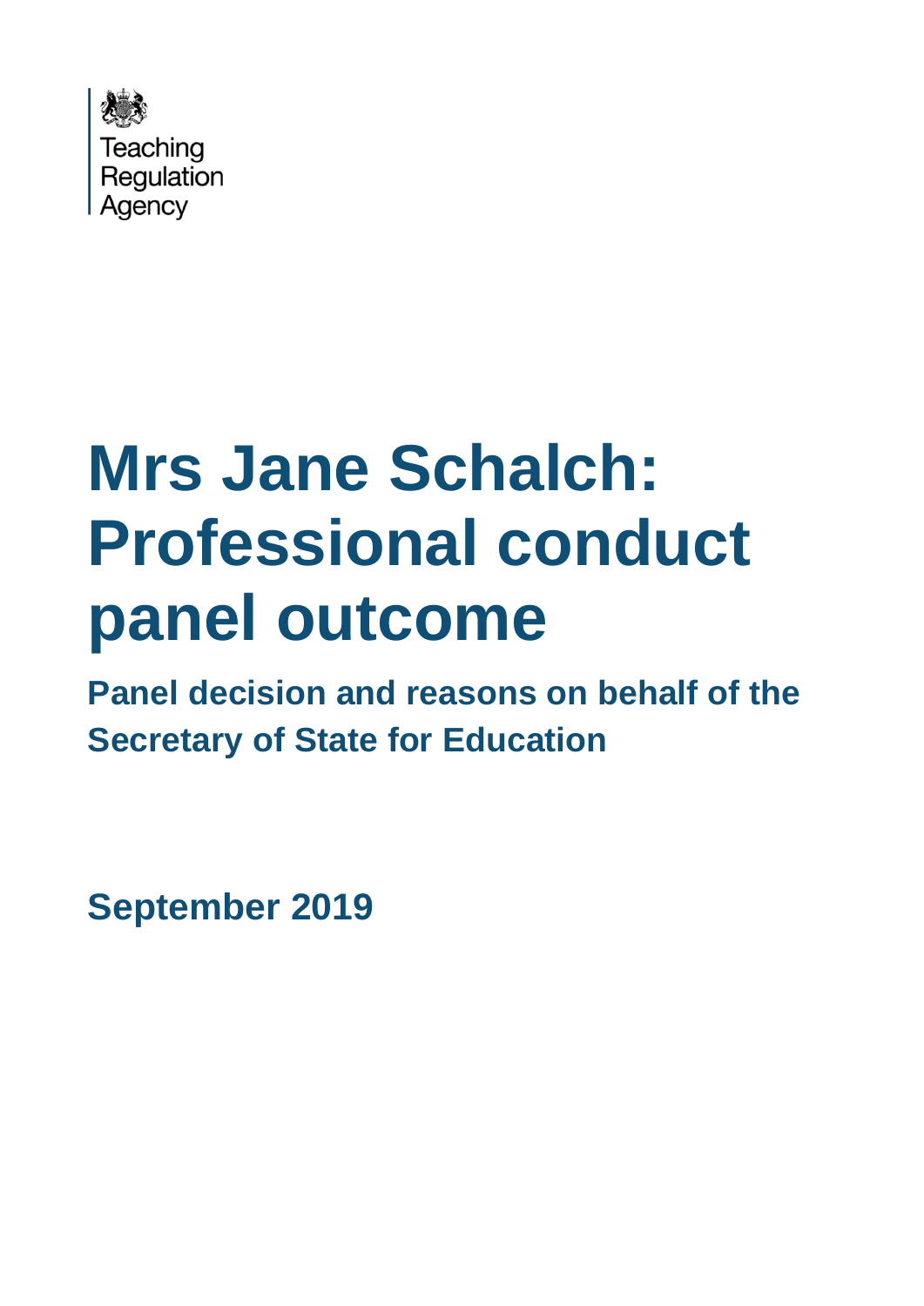Teaching Regulation Agency

# Mrs Jane Schalch: Professional conduct panel outcome

## Panel decision and reasons on behalf of the Secretary of State for Education

**September 2019**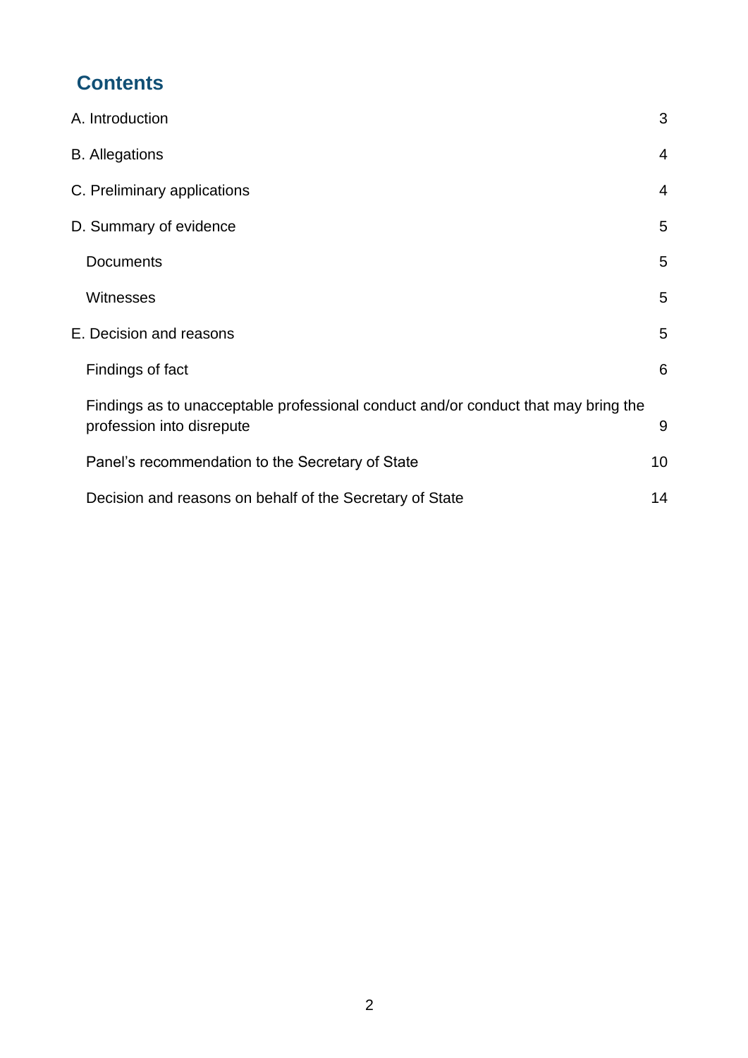# Contents

| | |
|---|---|
| A. Introduction | 3 |
| B. Allegations | 4 |
| C. Preliminary applications | 4 |
| D. Summary of evidence | 5 |
| Documents | 5 |
| Witnesses | 5 |
| E. Decision and reasons | 5 |
| Findings of fact | 6 |
| Findings as to unacceptable professional conduct and/or conduct that may bring the profession into disrepute | 9 |
| Panel's recommendation to the Secretary of State | 10 |
| Decision and reasons on behalf of the Secretary of State | 14 |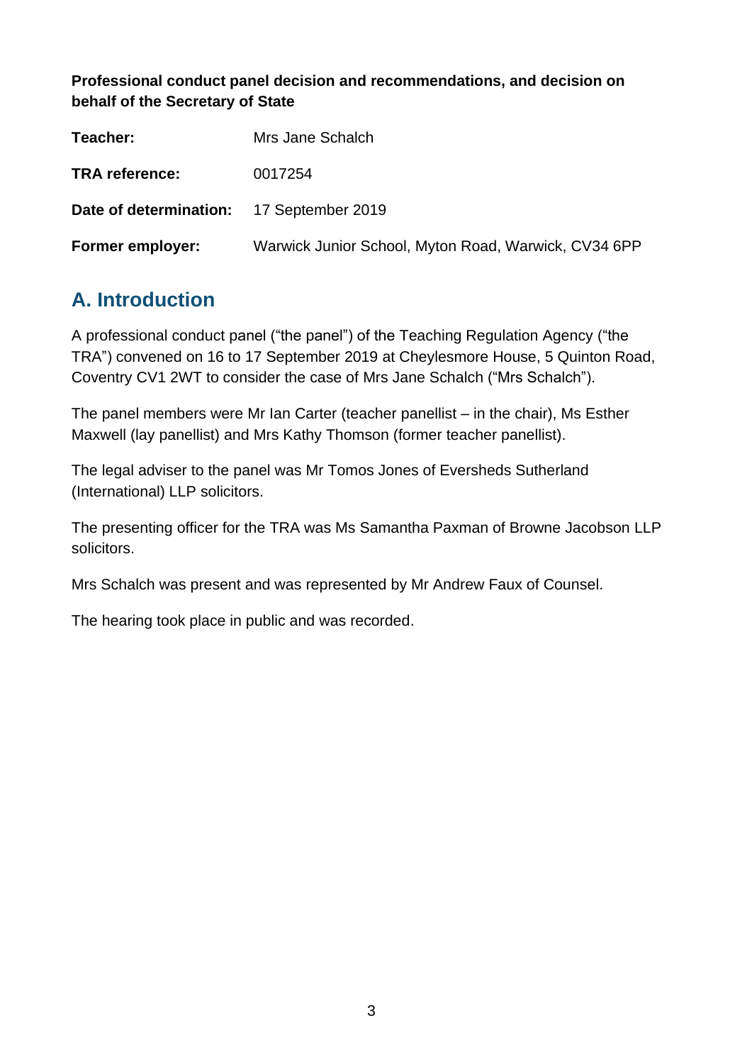**Professional conduct panel decision and recommendations, and decision on behalf of the Secretary of State**

| | |
|---|---|
| **Teacher:** | Mrs Jane Schalch |
| **TRA reference:** | 0017254 |
| **Date of determination:** | 17 September 2019 |
| **Former employer:** | Warwick Junior School, Myton Road, Warwick, CV34 6PP |

## A. Introduction

A professional conduct panel ("the panel") of the Teaching Regulation Agency ("the TRA") convened on 16 to 17 September 2019 at Cheylesmore House, 5 Quinton Road, Coventry CV1 2WT to consider the case of Mrs Jane Schalch ("Mrs Schalch").

The panel members were Mr Ian Carter (teacher panellist – in the chair), Ms Esther Maxwell (lay panellist) and Mrs Kathy Thomson (former teacher panellist).

The legal adviser to the panel was Mr Tomos Jones of Eversheds Sutherland (International) LLP solicitors.

The presenting officer for the TRA was Ms Samantha Paxman of Browne Jacobson LLP solicitors.

Mrs Schalch was present and was represented by Mr Andrew Faux of Counsel.

The hearing took place in public and was recorded.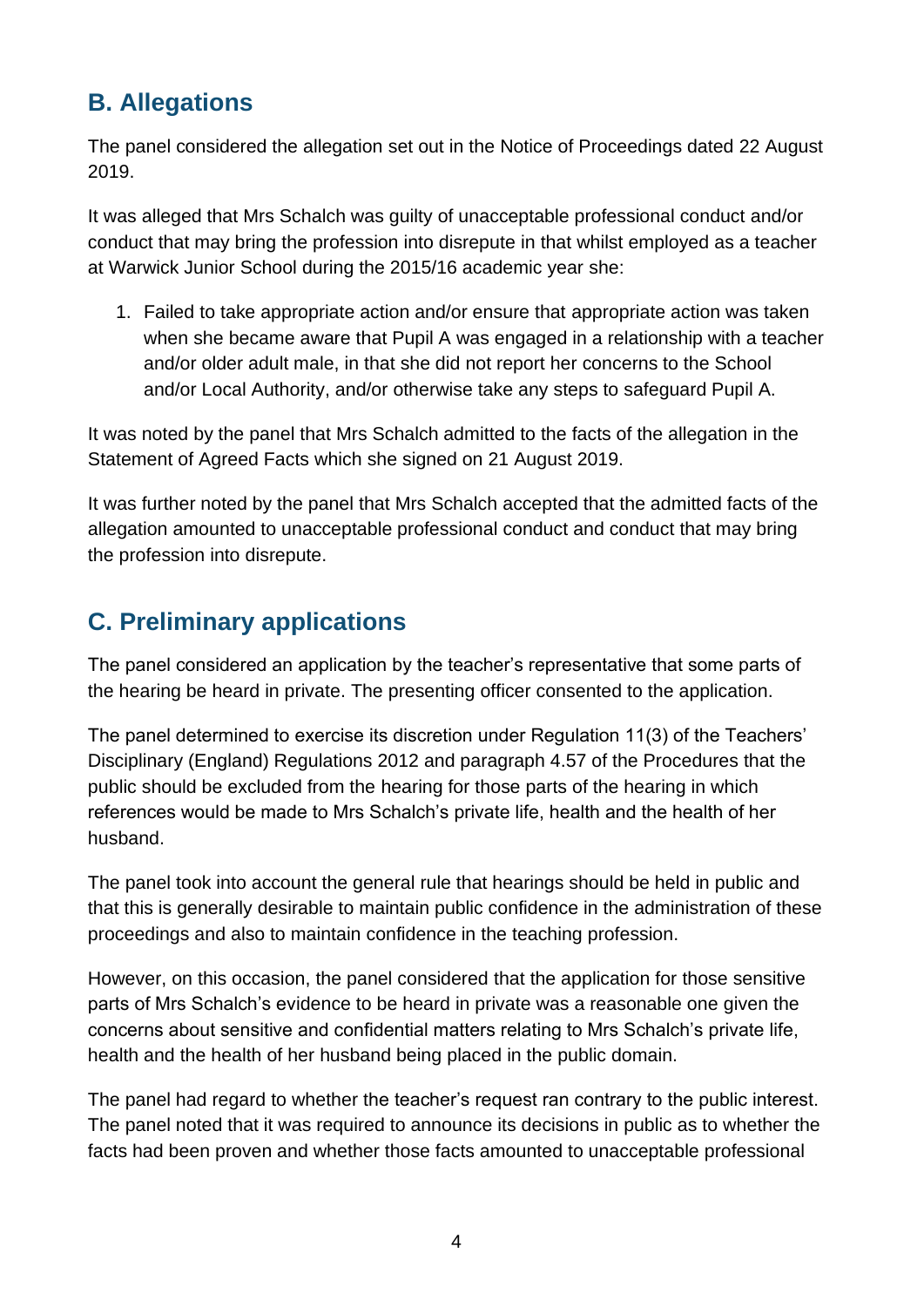## B. Allegations

The panel considered the allegation set out in the Notice of Proceedings dated 22 August 2019.

It was alleged that Mrs Schalch was guilty of unacceptable professional conduct and/or conduct that may bring the profession into disrepute in that whilst employed as a teacher at Warwick Junior School during the 2015/16 academic year she:

1. Failed to take appropriate action and/or ensure that appropriate action was taken when she became aware that Pupil A was engaged in a relationship with a teacher and/or older adult male, in that she did not report her concerns to the School and/or Local Authority, and/or otherwise take any steps to safeguard Pupil A.

It was noted by the panel that Mrs Schalch admitted to the facts of the allegation in the Statement of Agreed Facts which she signed on 21 August 2019.

It was further noted by the panel that Mrs Schalch accepted that the admitted facts of the allegation amounted to unacceptable professional conduct and conduct that may bring the profession into disrepute.

## C. Preliminary applications

The panel considered an application by the teacher's representative that some parts of the hearing be heard in private. The presenting officer consented to the application.

The panel determined to exercise its discretion under Regulation 11(3) of the Teachers' Disciplinary (England) Regulations 2012 and paragraph 4.57 of the Procedures that the public should be excluded from the hearing for those parts of the hearing in which references would be made to Mrs Schalch's private life, health and the health of her husband.

The panel took into account the general rule that hearings should be held in public and that this is generally desirable to maintain public confidence in the administration of these proceedings and also to maintain confidence in the teaching profession.

However, on this occasion, the panel considered that the application for those sensitive parts of Mrs Schalch's evidence to be heard in private was a reasonable one given the concerns about sensitive and confidential matters relating to Mrs Schalch's private life, health and the health of her husband being placed in the public domain.

The panel had regard to whether the teacher's request ran contrary to the public interest. The panel noted that it was required to announce its decisions in public as to whether the facts had been proven and whether those facts amounted to unacceptable professional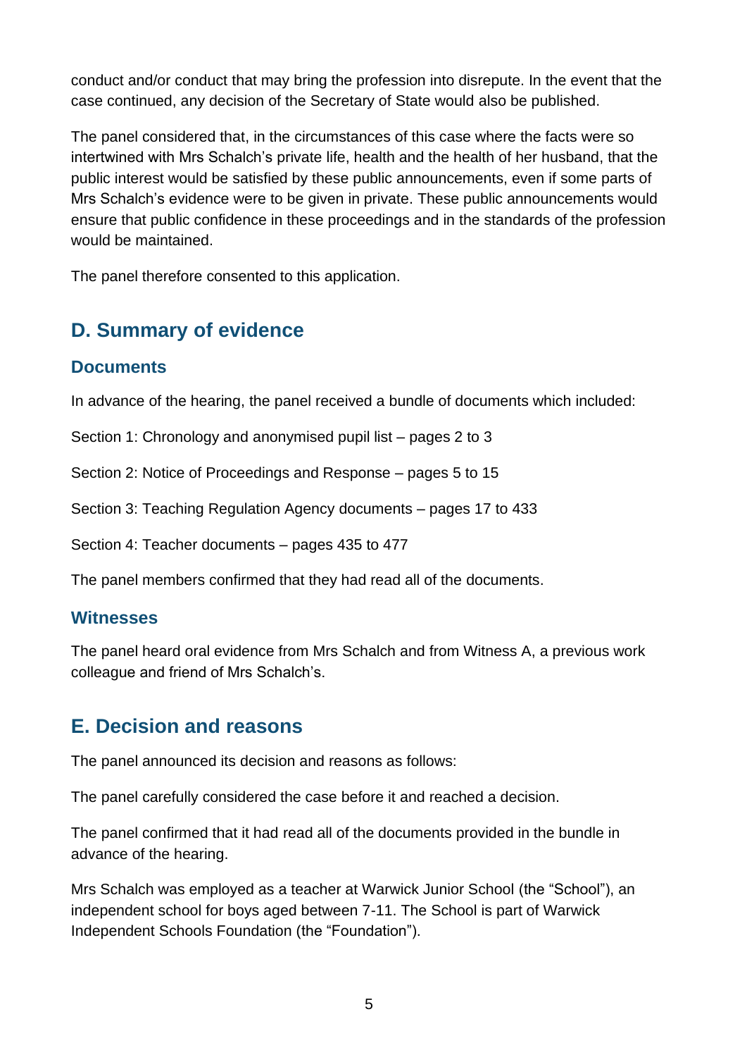conduct and/or conduct that may bring the profession into disrepute. In the event that the case continued, any decision of the Secretary of State would also be published.

The panel considered that, in the circumstances of this case where the facts were so intertwined with Mrs Schalch's private life, health and the health of her husband, that the public interest would be satisfied by these public announcements, even if some parts of Mrs Schalch's evidence were to be given in private. These public announcements would ensure that public confidence in these proceedings and in the standards of the profession would be maintained.

The panel therefore consented to this application.

## D. Summary of evidence

### Documents

In advance of the hearing, the panel received a bundle of documents which included:

Section 1: Chronology and anonymised pupil list – pages 2 to 3

Section 2: Notice of Proceedings and Response – pages 5 to 15

Section 3: Teaching Regulation Agency documents – pages 17 to 433

Section 4: Teacher documents – pages 435 to 477

The panel members confirmed that they had read all of the documents.

### Witnesses

The panel heard oral evidence from Mrs Schalch and from Witness A, a previous work colleague and friend of Mrs Schalch's.

## E. Decision and reasons

The panel announced its decision and reasons as follows:

The panel carefully considered the case before it and reached a decision.

The panel confirmed that it had read all of the documents provided in the bundle in advance of the hearing.

Mrs Schalch was employed as a teacher at Warwick Junior School (the "School"), an independent school for boys aged between 7-11. The School is part of Warwick Independent Schools Foundation (the "Foundation").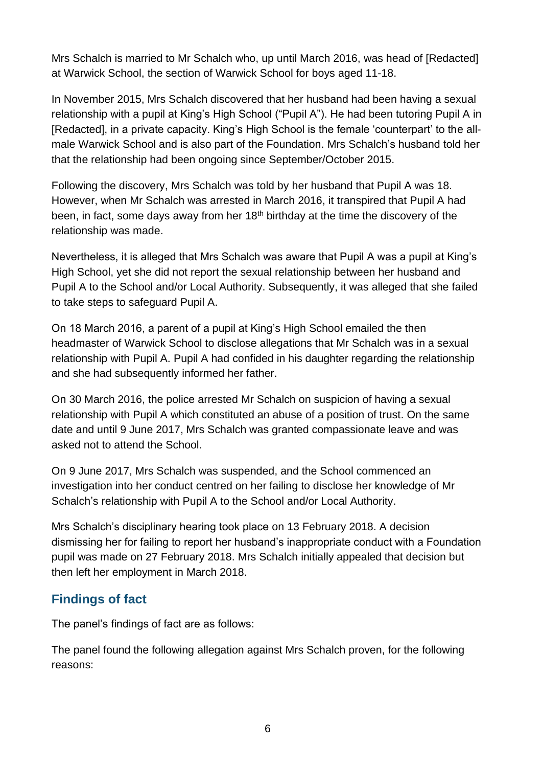Mrs Schalch is married to Mr Schalch who, up until March 2016, was head of [Redacted] at Warwick School, the section of Warwick School for boys aged 11-18.

In November 2015, Mrs Schalch discovered that her husband had been having a sexual relationship with a pupil at King's High School ("Pupil A"). He had been tutoring Pupil A in [Redacted], in a private capacity. King's High School is the female 'counterpart' to the all-male Warwick School and is also part of the Foundation. Mrs Schalch's husband told her that the relationship had been ongoing since September/October 2015.

Following the discovery, Mrs Schalch was told by her husband that Pupil A was 18. However, when Mr Schalch was arrested in March 2016, it transpired that Pupil A had been, in fact, some days away from her 18th birthday at the time the discovery of the relationship was made.

Nevertheless, it is alleged that Mrs Schalch was aware that Pupil A was a pupil at King's High School, yet she did not report the sexual relationship between her husband and Pupil A to the School and/or Local Authority. Subsequently, it was alleged that she failed to take steps to safeguard Pupil A.

On 18 March 2016, a parent of a pupil at King's High School emailed the then headmaster of Warwick School to disclose allegations that Mr Schalch was in a sexual relationship with Pupil A. Pupil A had confided in his daughter regarding the relationship and she had subsequently informed her father.

On 30 March 2016, the police arrested Mr Schalch on suspicion of having a sexual relationship with Pupil A which constituted an abuse of a position of trust. On the same date and until 9 June 2017, Mrs Schalch was granted compassionate leave and was asked not to attend the School.

On 9 June 2017, Mrs Schalch was suspended, and the School commenced an investigation into her conduct centred on her failing to disclose her knowledge of Mr Schalch's relationship with Pupil A to the School and/or Local Authority.

Mrs Schalch's disciplinary hearing took place on 13 February 2018. A decision dismissing her for failing to report her husband's inappropriate conduct with a Foundation pupil was made on 27 February 2018. Mrs Schalch initially appealed that decision but then left her employment in March 2018.

## Findings of fact

The panel's findings of fact are as follows:

The panel found the following allegation against Mrs Schalch proven, for the following reasons: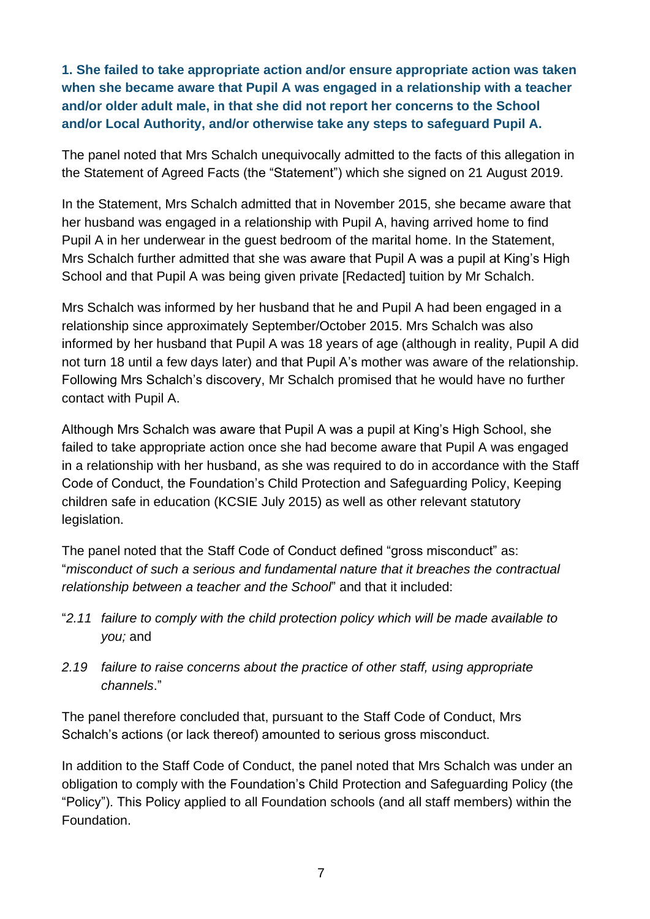**1. She failed to take appropriate action and/or ensure appropriate action was taken when she became aware that Pupil A was engaged in a relationship with a teacher and/or older adult male, in that she did not report her concerns to the School and/or Local Authority, and/or otherwise take any steps to safeguard Pupil A.**

The panel noted that Mrs Schalch unequivocally admitted to the facts of this allegation in the Statement of Agreed Facts (the "Statement") which she signed on 21 August 2019.

In the Statement, Mrs Schalch admitted that in November 2015, she became aware that her husband was engaged in a relationship with Pupil A, having arrived home to find Pupil A in her underwear in the guest bedroom of the marital home. In the Statement, Mrs Schalch further admitted that she was aware that Pupil A was a pupil at King's High School and that Pupil A was being given private [Redacted] tuition by Mr Schalch.

Mrs Schalch was informed by her husband that he and Pupil A had been engaged in a relationship since approximately September/October 2015. Mrs Schalch was also informed by her husband that Pupil A was 18 years of age (although in reality, Pupil A did not turn 18 until a few days later) and that Pupil A's mother was aware of the relationship. Following Mrs Schalch's discovery, Mr Schalch promised that he would have no further contact with Pupil A.

Although Mrs Schalch was aware that Pupil A was a pupil at King's High School, she failed to take appropriate action once she had become aware that Pupil A was engaged in a relationship with her husband, as she was required to do in accordance with the Staff Code of Conduct, the Foundation's Child Protection and Safeguarding Policy, Keeping children safe in education (KCSIE July 2015) as well as other relevant statutory legislation.

The panel noted that the Staff Code of Conduct defined "gross misconduct" as: "*misconduct of such a serious and fundamental nature that it breaches the contractual relationship between a teacher and the School*" and that it included:

"*2.11 failure to comply with the child protection policy which will be made available to you;* and

*2.19 failure to raise concerns about the practice of other staff, using appropriate channels*."

The panel therefore concluded that, pursuant to the Staff Code of Conduct, Mrs Schalch's actions (or lack thereof) amounted to serious gross misconduct.

In addition to the Staff Code of Conduct, the panel noted that Mrs Schalch was under an obligation to comply with the Foundation's Child Protection and Safeguarding Policy (the "Policy"). This Policy applied to all Foundation schools (and all staff members) within the Foundation.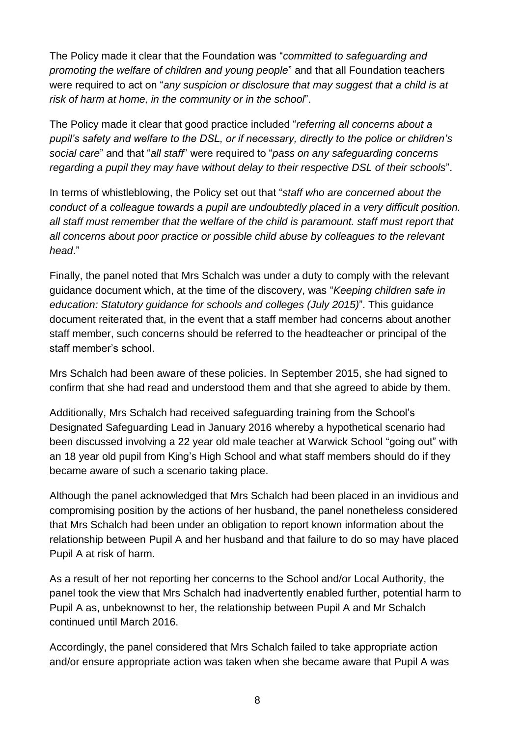The Policy made it clear that the Foundation was "*committed to safeguarding and promoting the welfare of children and young people*" and that all Foundation teachers were required to act on "*any suspicion or disclosure that may suggest that a child is at risk of harm at home, in the community or in the school*".

The Policy made it clear that good practice included "*referring all concerns about a pupil's safety and welfare to the DSL, or if necessary, directly to the police or children's social care*" and that "*all staff*" were required to "*pass on any safeguarding concerns regarding a pupil they may have without delay to their respective DSL of their schools*".

In terms of whistleblowing, the Policy set out that "*staff who are concerned about the conduct of a colleague towards a pupil are undoubtedly placed in a very difficult position. all staff must remember that the welfare of the child is paramount. staff must report that all concerns about poor practice or possible child abuse by colleagues to the relevant head*."

Finally, the panel noted that Mrs Schalch was under a duty to comply with the relevant guidance document which, at the time of the discovery, was "*Keeping children safe in education: Statutory guidance for schools and colleges (July 2015)*". This guidance document reiterated that, in the event that a staff member had concerns about another staff member, such concerns should be referred to the headteacher or principal of the staff member's school.

Mrs Schalch had been aware of these policies. In September 2015, she had signed to confirm that she had read and understood them and that she agreed to abide by them.

Additionally, Mrs Schalch had received safeguarding training from the School's Designated Safeguarding Lead in January 2016 whereby a hypothetical scenario had been discussed involving a 22 year old male teacher at Warwick School "going out" with an 18 year old pupil from King's High School and what staff members should do if they became aware of such a scenario taking place.

Although the panel acknowledged that Mrs Schalch had been placed in an invidious and compromising position by the actions of her husband, the panel nonetheless considered that Mrs Schalch had been under an obligation to report known information about the relationship between Pupil A and her husband and that failure to do so may have placed Pupil A at risk of harm.

As a result of her not reporting her concerns to the School and/or Local Authority, the panel took the view that Mrs Schalch had inadvertently enabled further, potential harm to Pupil A as, unbeknownst to her, the relationship between Pupil A and Mr Schalch continued until March 2016.

Accordingly, the panel considered that Mrs Schalch failed to take appropriate action and/or ensure appropriate action was taken when she became aware that Pupil A was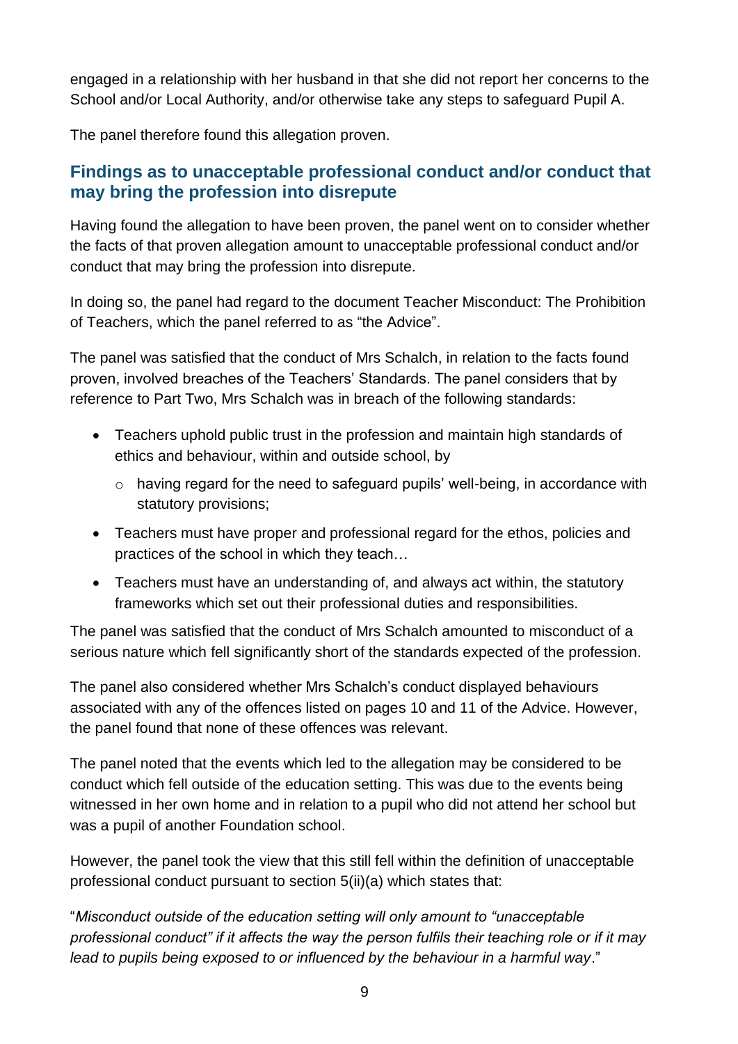engaged in a relationship with her husband in that she did not report her concerns to the School and/or Local Authority, and/or otherwise take any steps to safeguard Pupil A.

The panel therefore found this allegation proven.

## Findings as to unacceptable professional conduct and/or conduct that may bring the profession into disrepute

Having found the allegation to have been proven, the panel went on to consider whether the facts of that proven allegation amount to unacceptable professional conduct and/or conduct that may bring the profession into disrepute.

In doing so, the panel had regard to the document Teacher Misconduct: The Prohibition of Teachers, which the panel referred to as "the Advice".

The panel was satisfied that the conduct of Mrs Schalch, in relation to the facts found proven, involved breaches of the Teachers' Standards. The panel considers that by reference to Part Two, Mrs Schalch was in breach of the following standards:

- Teachers uphold public trust in the profession and maintain high standards of ethics and behaviour, within and outside school, by
    - having regard for the need to safeguard pupils' well-being, in accordance with statutory provisions;
- Teachers must have proper and professional regard for the ethos, policies and practices of the school in which they teach…
- Teachers must have an understanding of, and always act within, the statutory frameworks which set out their professional duties and responsibilities.

The panel was satisfied that the conduct of Mrs Schalch amounted to misconduct of a serious nature which fell significantly short of the standards expected of the profession.

The panel also considered whether Mrs Schalch's conduct displayed behaviours associated with any of the offences listed on pages 10 and 11 of the Advice. However, the panel found that none of these offences was relevant.

The panel noted that the events which led to the allegation may be considered to be conduct which fell outside of the education setting. This was due to the events being witnessed in her own home and in relation to a pupil who did not attend her school but was a pupil of another Foundation school.

However, the panel took the view that this still fell within the definition of unacceptable professional conduct pursuant to section 5(ii)(a) which states that:

"*Misconduct outside of the education setting will only amount to "unacceptable professional conduct" if it affects the way the person fulfils their teaching role or if it may lead to pupils being exposed to or influenced by the behaviour in a harmful way*."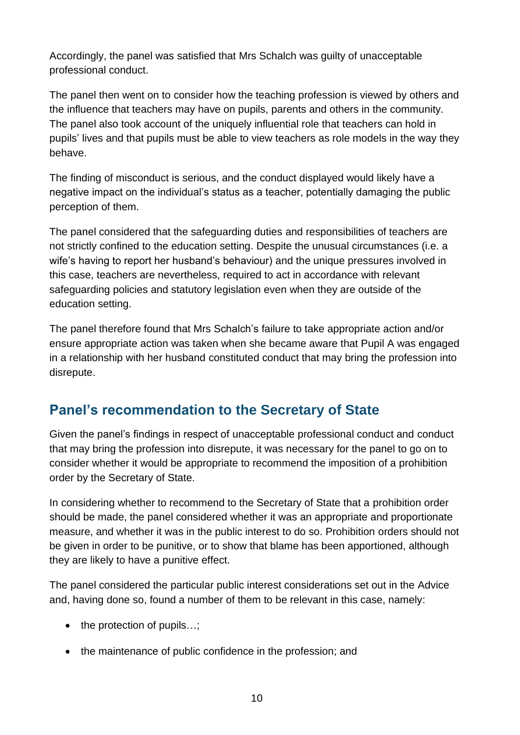Accordingly, the panel was satisfied that Mrs Schalch was guilty of unacceptable professional conduct.

The panel then went on to consider how the teaching profession is viewed by others and the influence that teachers may have on pupils, parents and others in the community. The panel also took account of the uniquely influential role that teachers can hold in pupils' lives and that pupils must be able to view teachers as role models in the way they behave.

The finding of misconduct is serious, and the conduct displayed would likely have a negative impact on the individual's status as a teacher, potentially damaging the public perception of them.

The panel considered that the safeguarding duties and responsibilities of teachers are not strictly confined to the education setting. Despite the unusual circumstances (i.e. a wife's having to report her husband's behaviour) and the unique pressures involved in this case, teachers are nevertheless, required to act in accordance with relevant safeguarding policies and statutory legislation even when they are outside of the education setting.

The panel therefore found that Mrs Schalch's failure to take appropriate action and/or ensure appropriate action was taken when she became aware that Pupil A was engaged in a relationship with her husband constituted conduct that may bring the profession into disrepute.

## Panel's recommendation to the Secretary of State

Given the panel's findings in respect of unacceptable professional conduct and conduct that may bring the profession into disrepute, it was necessary for the panel to go on to consider whether it would be appropriate to recommend the imposition of a prohibition order by the Secretary of State.

In considering whether to recommend to the Secretary of State that a prohibition order should be made, the panel considered whether it was an appropriate and proportionate measure, and whether it was in the public interest to do so. Prohibition orders should not be given in order to be punitive, or to show that blame has been apportioned, although they are likely to have a punitive effect.

The panel considered the particular public interest considerations set out in the Advice and, having done so, found a number of them to be relevant in this case, namely:

- the protection of pupils…;
- the maintenance of public confidence in the profession; and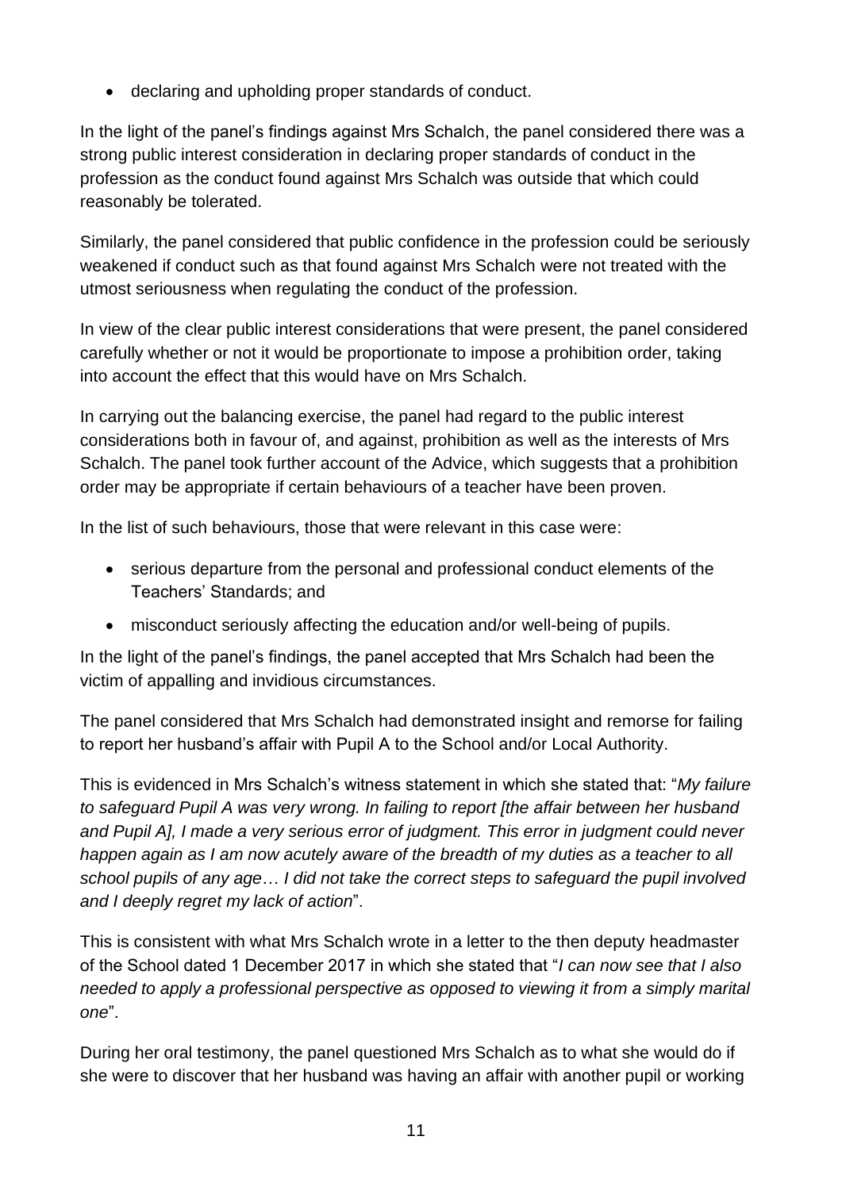- declaring and upholding proper standards of conduct.

In the light of the panel's findings against Mrs Schalch, the panel considered there was a strong public interest consideration in declaring proper standards of conduct in the profession as the conduct found against Mrs Schalch was outside that which could reasonably be tolerated.

Similarly, the panel considered that public confidence in the profession could be seriously weakened if conduct such as that found against Mrs Schalch were not treated with the utmost seriousness when regulating the conduct of the profession.

In view of the clear public interest considerations that were present, the panel considered carefully whether or not it would be proportionate to impose a prohibition order, taking into account the effect that this would have on Mrs Schalch.

In carrying out the balancing exercise, the panel had regard to the public interest considerations both in favour of, and against, prohibition as well as the interests of Mrs Schalch. The panel took further account of the Advice, which suggests that a prohibition order may be appropriate if certain behaviours of a teacher have been proven.

In the list of such behaviours, those that were relevant in this case were:

- serious departure from the personal and professional conduct elements of the Teachers' Standards; and
- misconduct seriously affecting the education and/or well-being of pupils.

In the light of the panel's findings, the panel accepted that Mrs Schalch had been the victim of appalling and invidious circumstances.

The panel considered that Mrs Schalch had demonstrated insight and remorse for failing to report her husband's affair with Pupil A to the School and/or Local Authority.

This is evidenced in Mrs Schalch's witness statement in which she stated that: "*My failure to safeguard Pupil A was very wrong. In failing to report [the affair between her husband and Pupil A], I made a very serious error of judgment. This error in judgment could never happen again as I am now acutely aware of the breadth of my duties as a teacher to all school pupils of any age… I did not take the correct steps to safeguard the pupil involved and I deeply regret my lack of action*".

This is consistent with what Mrs Schalch wrote in a letter to the then deputy headmaster of the School dated 1 December 2017 in which she stated that "*I can now see that I also needed to apply a professional perspective as opposed to viewing it from a simply marital one*".

During her oral testimony, the panel questioned Mrs Schalch as to what she would do if she were to discover that her husband was having an affair with another pupil or working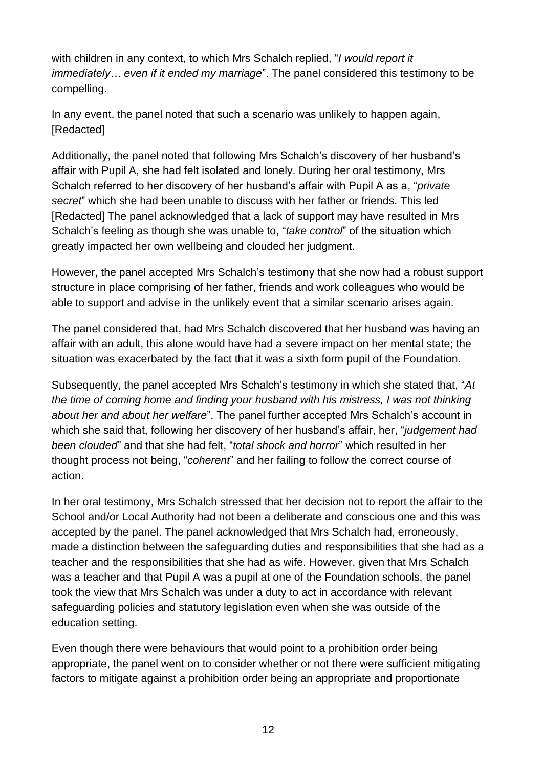with children in any context, to which Mrs Schalch replied, "*I would report it immediately… even if it ended my marriage*". The panel considered this testimony to be compelling.

In any event, the panel noted that such a scenario was unlikely to happen again, [Redacted]

Additionally, the panel noted that following Mrs Schalch's discovery of her husband's affair with Pupil A, she had felt isolated and lonely. During her oral testimony, Mrs Schalch referred to her discovery of her husband's affair with Pupil A as a, "*private secret*" which she had been unable to discuss with her father or friends. This led [Redacted] The panel acknowledged that a lack of support may have resulted in Mrs Schalch's feeling as though she was unable to, "*take control*" of the situation which greatly impacted her own wellbeing and clouded her judgment.

However, the panel accepted Mrs Schalch's testimony that she now had a robust support structure in place comprising of her father, friends and work colleagues who would be able to support and advise in the unlikely event that a similar scenario arises again.

The panel considered that, had Mrs Schalch discovered that her husband was having an affair with an adult, this alone would have had a severe impact on her mental state; the situation was exacerbated by the fact that it was a sixth form pupil of the Foundation.

Subsequently, the panel accepted Mrs Schalch's testimony in which she stated that, "*At the time of coming home and finding your husband with his mistress, I was not thinking about her and about her welfare*". The panel further accepted Mrs Schalch's account in which she said that, following her discovery of her husband's affair, her, "*judgement had been clouded*" and that she had felt, "*total shock and horror*" which resulted in her thought process not being, "*coherent*" and her failing to follow the correct course of action.

In her oral testimony, Mrs Schalch stressed that her decision not to report the affair to the School and/or Local Authority had not been a deliberate and conscious one and this was accepted by the panel. The panel acknowledged that Mrs Schalch had, erroneously, made a distinction between the safeguarding duties and responsibilities that she had as a teacher and the responsibilities that she had as wife. However, given that Mrs Schalch was a teacher and that Pupil A was a pupil at one of the Foundation schools, the panel took the view that Mrs Schalch was under a duty to act in accordance with relevant safeguarding policies and statutory legislation even when she was outside of the education setting.

Even though there were behaviours that would point to a prohibition order being appropriate, the panel went on to consider whether or not there were sufficient mitigating factors to mitigate against a prohibition order being an appropriate and proportionate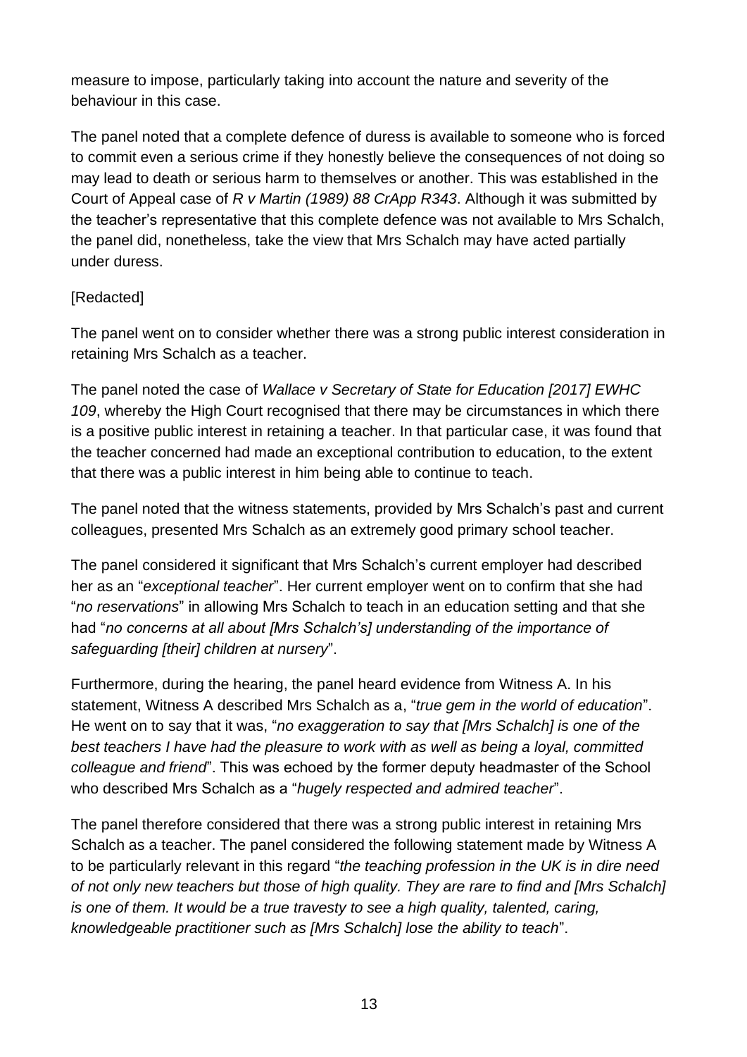measure to impose, particularly taking into account the nature and severity of the behaviour in this case.

The panel noted that a complete defence of duress is available to someone who is forced to commit even a serious crime if they honestly believe the consequences of not doing so may lead to death or serious harm to themselves or another. This was established in the Court of Appeal case of *R v Martin (1989) 88 CrApp R343*. Although it was submitted by the teacher's representative that this complete defence was not available to Mrs Schalch, the panel did, nonetheless, take the view that Mrs Schalch may have acted partially under duress.

[Redacted]

The panel went on to consider whether there was a strong public interest consideration in retaining Mrs Schalch as a teacher.

The panel noted the case of *Wallace v Secretary of State for Education [2017] EWHC 109*, whereby the High Court recognised that there may be circumstances in which there is a positive public interest in retaining a teacher. In that particular case, it was found that the teacher concerned had made an exceptional contribution to education, to the extent that there was a public interest in him being able to continue to teach.

The panel noted that the witness statements, provided by Mrs Schalch's past and current colleagues, presented Mrs Schalch as an extremely good primary school teacher.

The panel considered it significant that Mrs Schalch's current employer had described her as an "*exceptional teacher*". Her current employer went on to confirm that she had "*no reservations*" in allowing Mrs Schalch to teach in an education setting and that she had "*no concerns at all about [Mrs Schalch's] understanding of the importance of safeguarding [their] children at nursery*".

Furthermore, during the hearing, the panel heard evidence from Witness A. In his statement, Witness A described Mrs Schalch as a, "*true gem in the world of education*". He went on to say that it was, "*no exaggeration to say that [Mrs Schalch] is one of the best teachers I have had the pleasure to work with as well as being a loyal, committed colleague and friend*". This was echoed by the former deputy headmaster of the School who described Mrs Schalch as a "*hugely respected and admired teacher*".

The panel therefore considered that there was a strong public interest in retaining Mrs Schalch as a teacher. The panel considered the following statement made by Witness A to be particularly relevant in this regard "*the teaching profession in the UK is in dire need of not only new teachers but those of high quality. They are rare to find and [Mrs Schalch] is one of them. It would be a true travesty to see a high quality, talented, caring, knowledgeable practitioner such as [Mrs Schalch] lose the ability to teach*".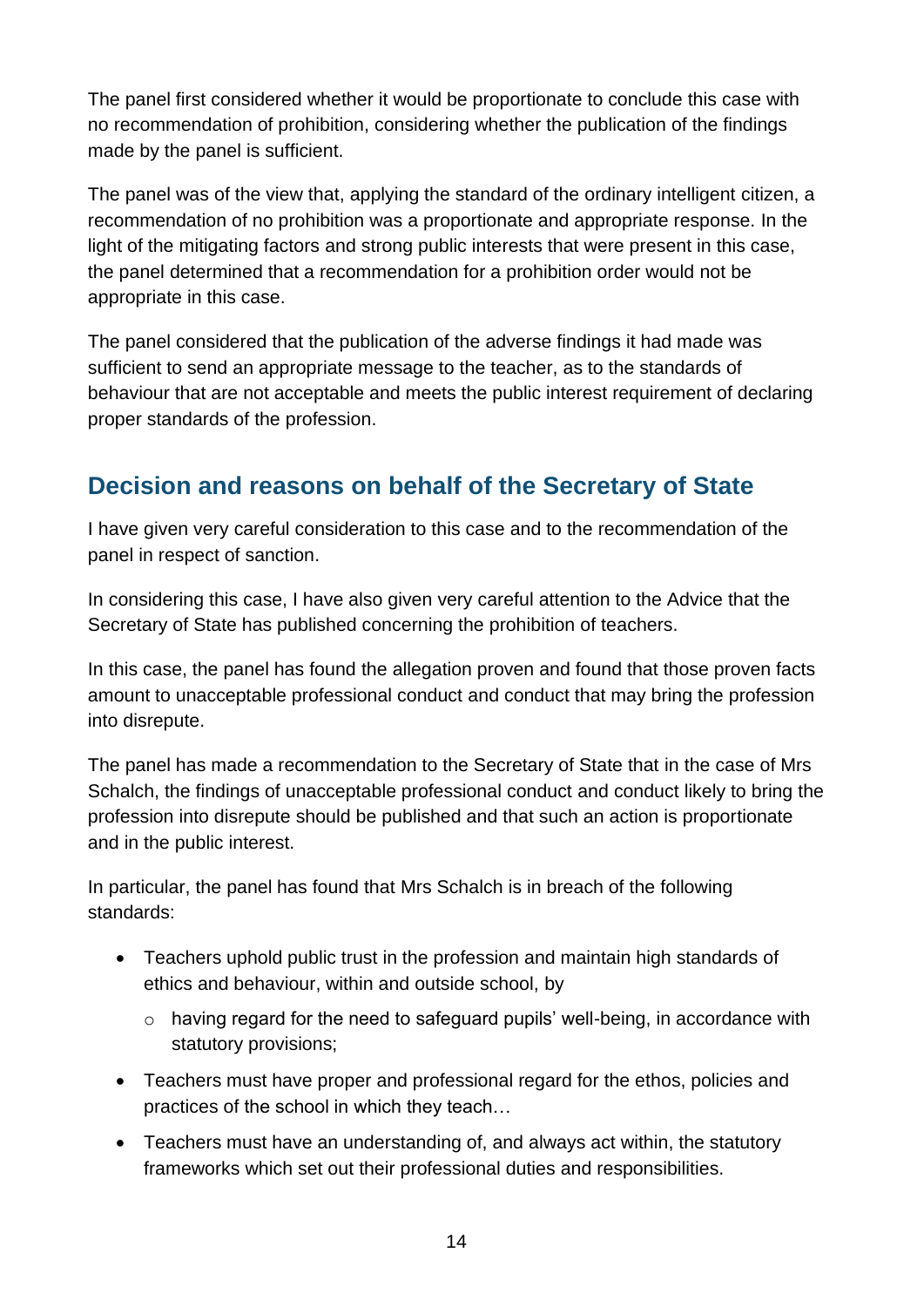The panel first considered whether it would be proportionate to conclude this case with no recommendation of prohibition, considering whether the publication of the findings made by the panel is sufficient.

The panel was of the view that, applying the standard of the ordinary intelligent citizen, a recommendation of no prohibition was a proportionate and appropriate response. In the light of the mitigating factors and strong public interests that were present in this case, the panel determined that a recommendation for a prohibition order would not be appropriate in this case.

The panel considered that the publication of the adverse findings it had made was sufficient to send an appropriate message to the teacher, as to the standards of behaviour that are not acceptable and meets the public interest requirement of declaring proper standards of the profession.

## Decision and reasons on behalf of the Secretary of State

I have given very careful consideration to this case and to the recommendation of the panel in respect of sanction.

In considering this case, I have also given very careful attention to the Advice that the Secretary of State has published concerning the prohibition of teachers.

In this case, the panel has found the allegation proven and found that those proven facts amount to unacceptable professional conduct and conduct that may bring the profession into disrepute.

The panel has made a recommendation to the Secretary of State that in the case of Mrs Schalch, the findings of unacceptable professional conduct and conduct likely to bring the profession into disrepute should be published and that such an action is proportionate and in the public interest.

In particular, the panel has found that Mrs Schalch is in breach of the following standards:

- Teachers uphold public trust in the profession and maintain high standards of ethics and behaviour, within and outside school, by
  - having regard for the need to safeguard pupils' well-being, in accordance with statutory provisions;
- Teachers must have proper and professional regard for the ethos, policies and practices of the school in which they teach…
- Teachers must have an understanding of, and always act within, the statutory frameworks which set out their professional duties and responsibilities.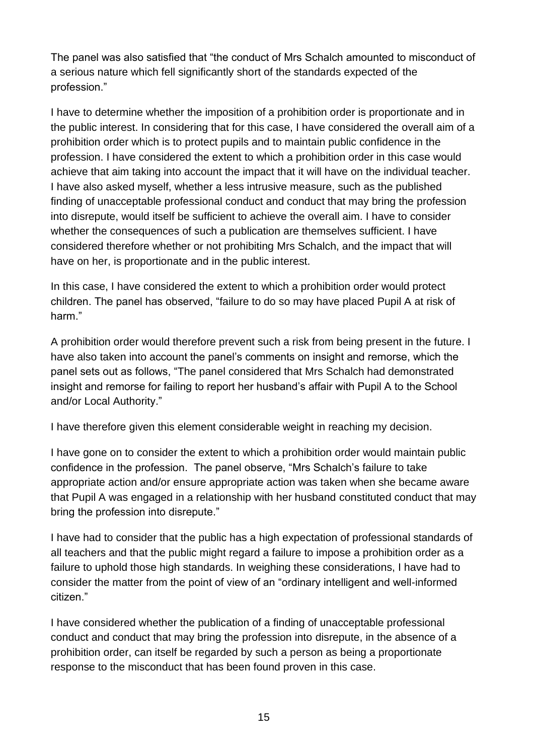The panel was also satisfied that "the conduct of Mrs Schalch amounted to misconduct of a serious nature which fell significantly short of the standards expected of the profession."

I have to determine whether the imposition of a prohibition order is proportionate and in the public interest. In considering that for this case, I have considered the overall aim of a prohibition order which is to protect pupils and to maintain public confidence in the profession. I have considered the extent to which a prohibition order in this case would achieve that aim taking into account the impact that it will have on the individual teacher. I have also asked myself, whether a less intrusive measure, such as the published finding of unacceptable professional conduct and conduct that may bring the profession into disrepute, would itself be sufficient to achieve the overall aim. I have to consider whether the consequences of such a publication are themselves sufficient. I have considered therefore whether or not prohibiting Mrs Schalch, and the impact that will have on her, is proportionate and in the public interest.

In this case, I have considered the extent to which a prohibition order would protect children. The panel has observed, "failure to do so may have placed Pupil A at risk of harm."

A prohibition order would therefore prevent such a risk from being present in the future. I have also taken into account the panel's comments on insight and remorse, which the panel sets out as follows, "The panel considered that Mrs Schalch had demonstrated insight and remorse for failing to report her husband's affair with Pupil A to the School and/or Local Authority."

I have therefore given this element considerable weight in reaching my decision.

I have gone on to consider the extent to which a prohibition order would maintain public confidence in the profession. The panel observe, "Mrs Schalch's failure to take appropriate action and/or ensure appropriate action was taken when she became aware that Pupil A was engaged in a relationship with her husband constituted conduct that may bring the profession into disrepute."

I have had to consider that the public has a high expectation of professional standards of all teachers and that the public might regard a failure to impose a prohibition order as a failure to uphold those high standards. In weighing these considerations, I have had to consider the matter from the point of view of an "ordinary intelligent and well-informed citizen."

I have considered whether the publication of a finding of unacceptable professional conduct and conduct that may bring the profession into disrepute, in the absence of a prohibition order, can itself be regarded by such a person as being a proportionate response to the misconduct that has been found proven in this case.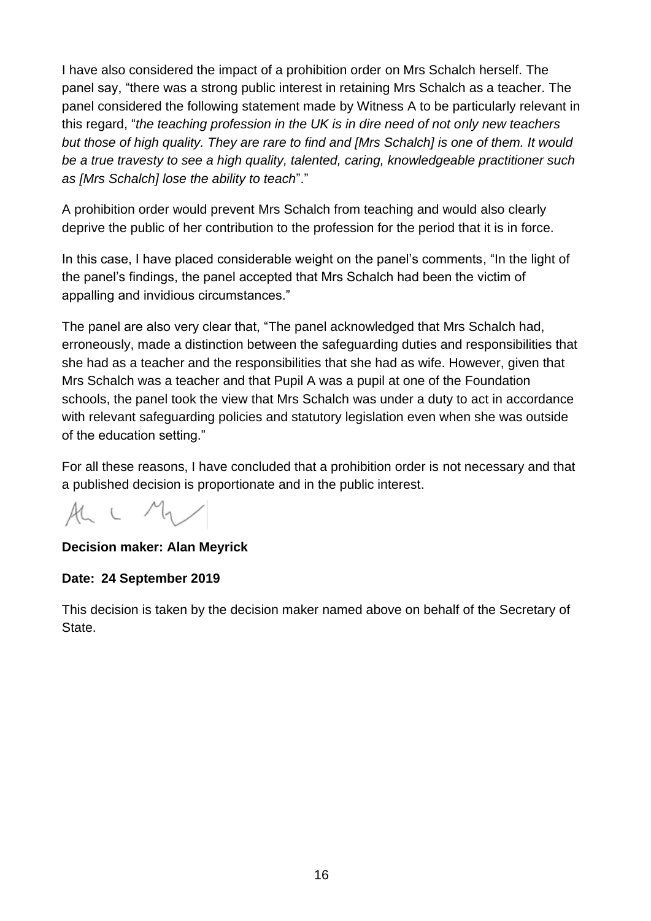I have also considered the impact of a prohibition order on Mrs Schalch herself. The panel say, “there was a strong public interest in retaining Mrs Schalch as a teacher. The panel considered the following statement made by Witness A to be particularly relevant in this regard, “*the teaching profession in the UK is in dire need of not only new teachers but those of high quality. They are rare to find and [Mrs Schalch] is one of them. It would be a true travesty to see a high quality, talented, caring, knowledgeable practitioner such as [Mrs Schalch] lose the ability to teach*”.”

A prohibition order would prevent Mrs Schalch from teaching and would also clearly deprive the public of her contribution to the profession for the period that it is in force.

In this case, I have placed considerable weight on the panel’s comments, “In the light of the panel’s findings, the panel accepted that Mrs Schalch had been the victim of appalling and invidious circumstances.”

The panel are also very clear that, “The panel acknowledged that Mrs Schalch had, erroneously, made a distinction between the safeguarding duties and responsibilities that she had as a teacher and the responsibilities that she had as wife. However, given that Mrs Schalch was a teacher and that Pupil A was a pupil at one of the Foundation schools, the panel took the view that Mrs Schalch was under a duty to act in accordance with relevant safeguarding policies and statutory legislation even when she was outside of the education setting.”

For all these reasons, I have concluded that a prohibition order is not necessary and that a published decision is proportionate and in the public interest.

**Decision maker: Alan Meyrick**

**Date: 24 September 2019**

This decision is taken by the decision maker named above on behalf of the Secretary of State.